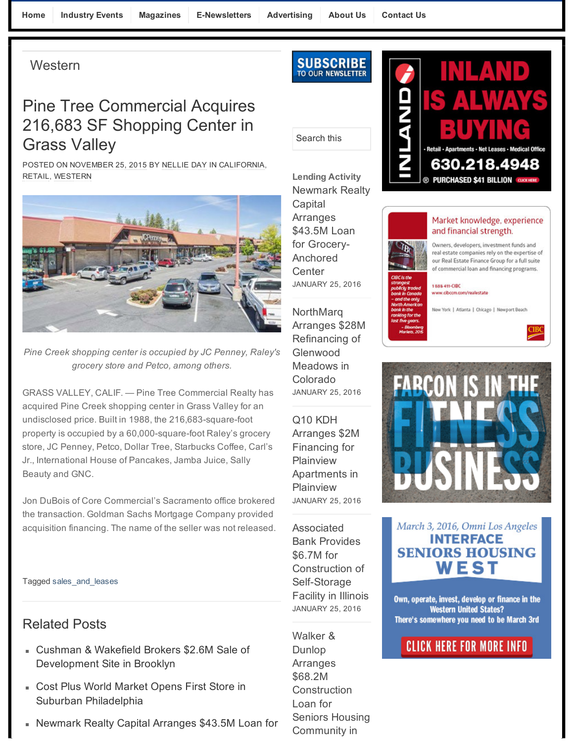Home | Industry Events | Magazines | E-Newsletters | Advertising | About Us | Contact Us

Western

# Pine Tree Commercial Acquires 216,683 SF Shopping Center in Grass Valley

POSTED ON NOVEMBER 25, 2015 BY NELLIE DAY IN CALIFORNIA, RETAIL, WESTERN

*Pine Creek shopping center is occupied by JC Penney, Raley's grocery store and Petco, among others.*

GRASS VALLEY, CALIF. — Pine Tree Commercial Realty has acquired Pine Creek shopping center in Grass Valley for an undisclosed price. Built in 1988, the 216,683-square-foot property is occupied by a 60,000-square-foot Raley's grocery store, JC Penney, Petco, Dollar Tree, Starbucks Coffee, Carl's Jr., International House of Pancakes, Jamba Juice, Sally Beauty and GNC.

Jon DuBois of Core Commercial's Sacramento office brokered the transaction. Goldman Sachs Mortgage Company provided acquisition financing. The name of the seller was not released.

Tagged sales_and_leases

## Related Posts

- Cushman & Wakefield Brokers $2.6M Sale of Development Site in Brooklyn
- Cost Plus World Market Opens First Store in Suburban Philadelphia
- Newmark Realty Capital Arranges $43.5M Loan for

SUBSCRIBE TO OUR NEWSLETTER

Search this

**Lending Activity**

Newmark Realty Capital Arranges $43.5M Loan for Grocery-Anchored Center
JANUARY 25, 2016

NorthMarq Arranges $28M Refinancing of Glenwood Meadows in Colorado
JANUARY 25, 2016

Q10 KDH Arranges $2M Financing for Plainview Apartments in Plainview
JANUARY 25, 2016

Associated Bank Provides $6.7M for Construction of Self-Storage Facility in Illinois
JANUARY 25, 2016

Walker & Dunlop Arranges $68.2M Construction Loan for Seniors Housing Community in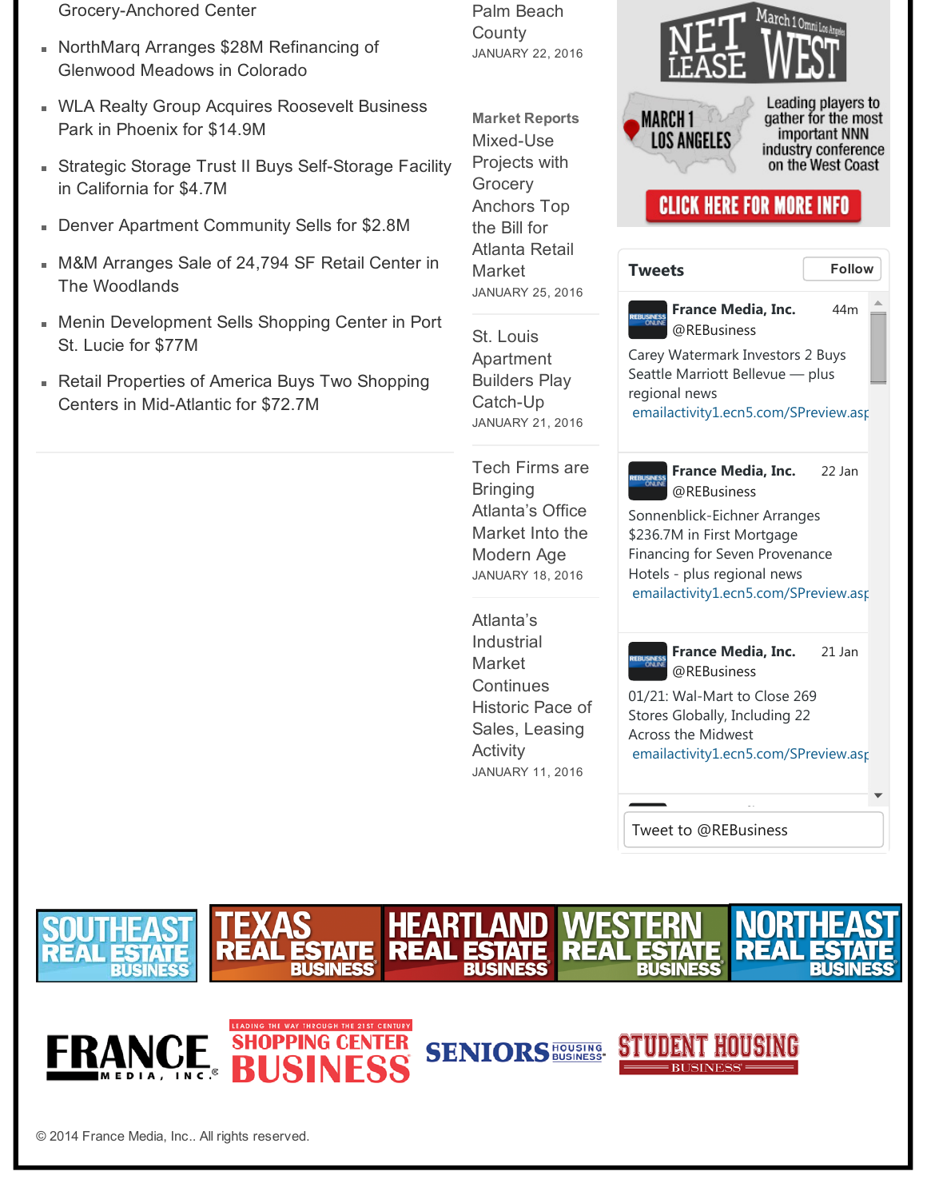Grocery-Anchored Center

- NorthMarq Arranges $28M Refinancing of Glenwood Meadows in Colorado
- WLA Realty Group Acquires Roosevelt Business Park in Phoenix for $14.9M
- Strategic Storage Trust II Buys Self-Storage Facility in California for $4.7M
- Denver Apartment Community Sells for $2.8M
- M&M Arranges Sale of 24,794 SF Retail Center in The Woodlands
- Menin Development Sells Shopping Center in Port St. Lucie for $77M
- Retail Properties of America Buys Two Shopping Centers in Mid-Atlantic for $72.7M

Palm Beach County
JANUARY 22, 2016

**Market Reports**

Mixed-Use Projects with Grocery Anchors Top the Bill for Atlanta Retail Market
JANUARY 25, 2016

St. Louis Apartment Builders Play Catch-Up
JANUARY 21, 2016

Tech Firms are Bringing Atlanta's Office Market Into the Modern Age
JANUARY 18, 2016

Atlanta's Industrial Market Continues Historic Pace of Sales, Leasing Activity
JANUARY 11, 2016

NET LEASE WEST — March 1 Omni Los Angeles

MARCH 1 LOS ANGELES

Leading players to gather for the most important NNN industry conference on the West Coast

CLICK HERE FOR MORE INFO

**Tweets** Follow

**France Media, Inc.** @REBusiness 44m
Carey Watermark Investors 2 Buys Seattle Marriott Bellevue — plus regional news
emailactivity1.ecn5.com/SPreview.asp

**France Media, Inc.** @REBusiness 22 Jan
Sonnenblick-Eichner Arranges $236.7M in First Mortgage Financing for Seven Provenance Hotels - plus regional news
emailactivity1.ecn5.com/SPreview.asp

**France Media, Inc.** @REBusiness 21 Jan
01/21: Wal-Mart to Close 269 Stores Globally, Including 22 Across the Midwest
emailactivity1.ecn5.com/SPreview.asp

Tweet to @REBusiness

SOUTHEAST REAL ESTATE BUSINESS | TEXAS REAL ESTATE BUSINESS | HEARTLAND REAL ESTATE BUSINESS | WESTERN REAL ESTATE BUSINESS | NORTHEAST REAL ESTATE BUSINESS

FRANCE MEDIA, INC. | SHOPPING CENTER BUSINESS | SENIORS HOUSING BUSINESS | STUDENT HOUSING BUSINESS

© 2014 France Media, Inc.. All rights reserved.